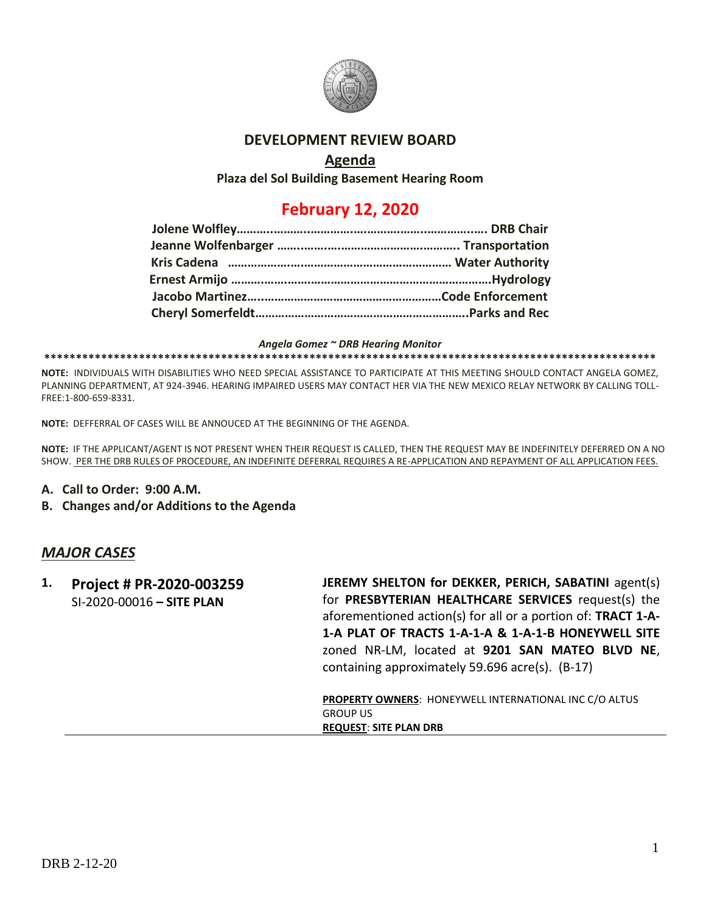# DEVELOPMENT REVIEW BOARD

## Agenda

**Plaza del Sol Building Basement Hearing Room**

## February 12, 2020

| | |
|---|---|
| **Jolene Wolfley** | **DRB Chair** |
| **Jeanne Wolfenbarger** | **Transportation** |
| **Kris Cadena** | **Water Authority** |
| **Ernest Armijo** | **Hydrology** |
| **Jacobo Martinez** | **Code Enforcement** |
| **Cheryl Somerfeldt** | **Parks and Rec** |

***Angela Gomez ~ DRB Hearing Monitor***

****************************************************************************************************

**NOTE:** INDIVIDUALS WITH DISABILITIES WHO NEED SPECIAL ASSISTANCE TO PARTICIPATE AT THIS MEETING SHOULD CONTACT ANGELA GOMEZ, PLANNING DEPARTMENT, AT 924-3946. HEARING IMPAIRED USERS MAY CONTACT HER VIA THE NEW MEXICO RELAY NETWORK BY CALLING TOLL-FREE:1-800-659-8331.

**NOTE:** DEFFERRAL OF CASES WILL BE ANNOUCED AT THE BEGINNING OF THE AGENDA.

**NOTE:** IF THE APPLICANT/AGENT IS NOT PRESENT WHEN THEIR REQUEST IS CALLED, THEN THE REQUEST MAY BE INDEFINITELY DEFERRED ON A NO SHOW. PER THE DRB RULES OF PROCEDURE, AN INDEFINITE DEFERRAL REQUIRES A RE-APPLICATION AND REPAYMENT OF ALL APPLICATION FEES.

**A. Call to Order: 9:00 A.M.**

**B. Changes and/or Additions to the Agenda**

## *MAJOR CASES*

**1. Project # PR-2020-003259**
SI-2020-00016 **– SITE PLAN**

**JEREMY SHELTON for DEKKER, PERICH, SABATINI** agent(s) for **PRESBYTERIAN HEALTHCARE SERVICES** request(s) the aforementioned action(s) for all or a portion of: **TRACT 1-A-1-A PLAT OF TRACTS 1-A-1-A & 1-A-1-B HONEYWELL SITE** zoned NR-LM, located at **9201 SAN MATEO BLVD NE**, containing approximately 59.696 acre(s). (B-17)

**PROPERTY OWNERS**: HONEYWELL INTERNATIONAL INC C/O ALTUS GROUP US
**REQUEST**: **SITE PLAN DRB**

DRB 2-12-20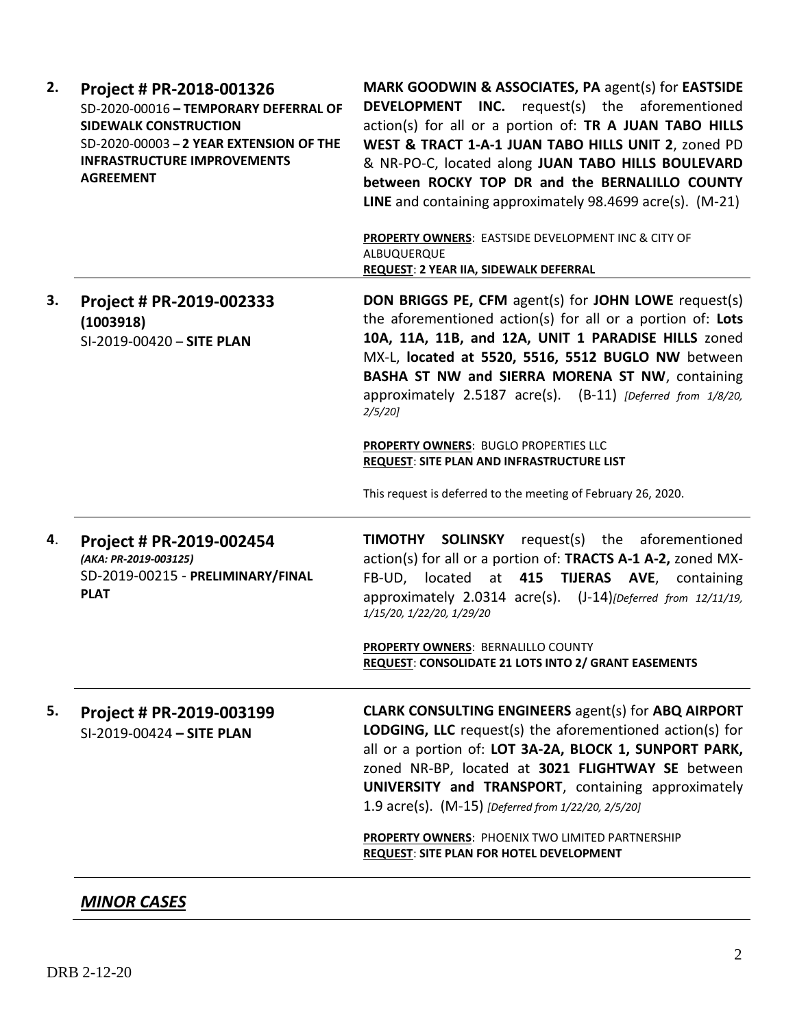| | | |
|---|---|---|
| **2.** | **Project # PR-2018-001326**<br>SD-2020-00016 **– TEMPORARY DEFERRAL OF SIDEWALK CONSTRUCTION**<br>SD-2020-00003 **– 2 YEAR EXTENSION OF THE INFRASTRUCTURE IMPROVEMENTS AGREEMENT** | **MARK GOODWIN & ASSOCIATES, PA** agent(s) for **EASTSIDE DEVELOPMENT INC.** request(s) the aforementioned action(s) for all or a portion of: **TR A JUAN TABO HILLS WEST & TRACT 1-A-1 JUAN TABO HILLS UNIT 2**, zoned PD & NR-PO-C, located along **JUAN TABO HILLS BOULEVARD between ROCKY TOP DR and the BERNALILLO COUNTY LINE** and containing approximately 98.4699 acre(s). (M-21)<br><br>**PROPERTY OWNERS**: EASTSIDE DEVELOPMENT INC & CITY OF ALBUQUERQUE<br>**REQUEST**: **2 YEAR IIA, SIDEWALK DEFERRAL** |
| **3.** | **Project # PR-2019-002333 (1003918)**<br>SI-2019-00420 – **SITE PLAN** | **DON BRIGGS PE, CFM** agent(s) for **JOHN LOWE** request(s) the aforementioned action(s) for all or a portion of: **Lots 10A, 11A, 11B, and 12A, UNIT 1 PARADISE HILLS** zoned MX-L, **located at 5520, 5516, 5512 BUGLO NW** between **BASHA ST NW and SIERRA MORENA ST NW**, containing approximately 2.5187 acre(s). (B-11) *[Deferred from 1/8/20, 2/5/20]*<br><br>**PROPERTY OWNERS**: BUGLO PROPERTIES LLC<br>**REQUEST**: **SITE PLAN AND INFRASTRUCTURE LIST**<br><br>This request is deferred to the meeting of February 26, 2020. |
| **4.** | **Project # PR-2019-002454**<br>***(AKA: PR-2019-003125)***<br>SD-2019-00215 - **PRELIMINARY/FINAL PLAT** | **TIMOTHY SOLINSKY** request(s) the aforementioned action(s) for all or a portion of: **TRACTS A-1 A-2,** zoned MX-FB-UD, located at **415 TIJERAS AVE**, containing approximately 2.0314 acre(s). (J-14)*[Deferred from 12/11/19, 1/15/20, 1/22/20, 1/29/20*<br><br>**PROPERTY OWNERS**: BERNALILLO COUNTY<br>**REQUEST**: **CONSOLIDATE 21 LOTS INTO 2/ GRANT EASEMENTS** |
| **5.** | **Project # PR-2019-003199**<br>SI-2019-00424 **– SITE PLAN** | **CLARK CONSULTING ENGINEERS** agent(s) for **ABQ AIRPORT LODGING, LLC** request(s) the aforementioned action(s) for all or a portion of: **LOT 3A-2A, BLOCK 1, SUNPORT PARK,** zoned NR-BP, located at **3021 FLIGHTWAY SE** between **UNIVERSITY and TRANSPORT**, containing approximately 1.9 acre(s). (M-15) *[Deferred from 1/22/20, 2/5/20]*<br><br>**PROPERTY OWNERS**: PHOENIX TWO LIMITED PARTNERSHIP<br>**REQUEST**: **SITE PLAN FOR HOTEL DEVELOPMENT** |

***MINOR CASES***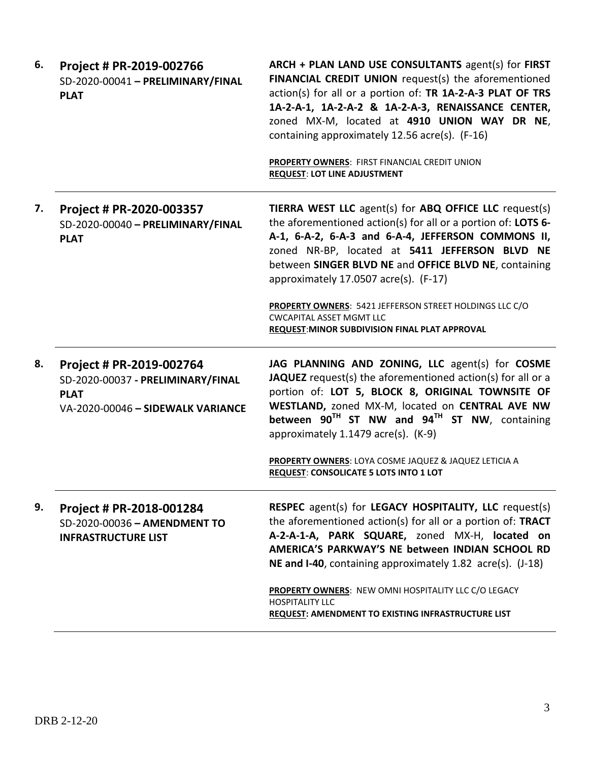| | | |
|---|---|---|
| 6. | **Project # PR-2019-002766**<br>SD-2020-00041 **– PRELIMINARY/FINAL PLAT** | **ARCH + PLAN LAND USE CONSULTANTS** agent(s) for **FIRST FINANCIAL CREDIT UNION** request(s) the aforementioned action(s) for all or a portion of: **TR 1A-2-A-3 PLAT OF TRS 1A-2-A-1, 1A-2-A-2 & 1A-2-A-3, RENAISSANCE CENTER,** zoned MX-M, located at **4910 UNION WAY DR NE**, containing approximately 12.56 acre(s). (F-16)<br><br>**PROPERTY OWNERS**: FIRST FINANCIAL CREDIT UNION<br>**REQUEST**: **LOT LINE ADJUSTMENT** |
| 7. | **Project # PR-2020-003357**<br>SD-2020-00040 **– PRELIMINARY/FINAL PLAT** | **TIERRA WEST LLC** agent(s) for **ABQ OFFICE LLC** request(s) the aforementioned action(s) for all or a portion of: **LOTS 6-A-1, 6-A-2, 6-A-3 and 6-A-4, JEFFERSON COMMONS II,** zoned NR-BP, located at **5411 JEFFERSON BLVD NE** between **SINGER BLVD NE** and **OFFICE BLVD NE**, containing approximately 17.0507 acre(s). (F-17)<br><br>**PROPERTY OWNERS**: 5421 JEFFERSON STREET HOLDINGS LLC C/O CWCAPITAL ASSET MGMT LLC<br>**REQUEST**:**MINOR SUBDIVISION FINAL PLAT APPROVAL** |
| 8. | **Project # PR-2019-002764**<br>SD-2020-00037 **- PRELIMINARY/FINAL PLAT**<br>VA-2020-00046 **– SIDEWALK VARIANCE** | **JAG PLANNING AND ZONING, LLC** agent(s) for **COSME JAQUEZ** request(s) the aforementioned action(s) for all or a portion of: **LOT 5, BLOCK 8, ORIGINAL TOWNSITE OF WESTLAND,** zoned MX-M, located on **CENTRAL AVE NW between 90TH ST NW and 94TH ST NW**, containing approximately 1.1479 acre(s). (K-9)<br><br>**PROPERTY OWNERS**: LOYA COSME JAQUEZ & JAQUEZ LETICIA A<br>**REQUEST**: **CONSOLICATE 5 LOTS INTO 1 LOT** |
| 9. | **Project # PR-2018-001284**<br>SD-2020-00036 **– AMENDMENT TO INFRASTRUCTURE LIST** | **RESPEC** agent(s) for **LEGACY HOSPITALITY, LLC** request(s) the aforementioned action(s) for all or a portion of: **TRACT A-2-A-1-A, PARK SQUARE,** zoned MX-H, **located on AMERICA'S PARKWAY'S NE between INDIAN SCHOOL RD NE and I-40**, containing approximately 1.82 acre(s). (J-18)<br><br>**PROPERTY OWNERS**: NEW OMNI HOSPITALITY LLC C/O LEGACY HOSPITALITY LLC<br>**REQUEST: AMENDMENT TO EXISTING INFRASTRUCTURE LIST** |

DRB 2-12-20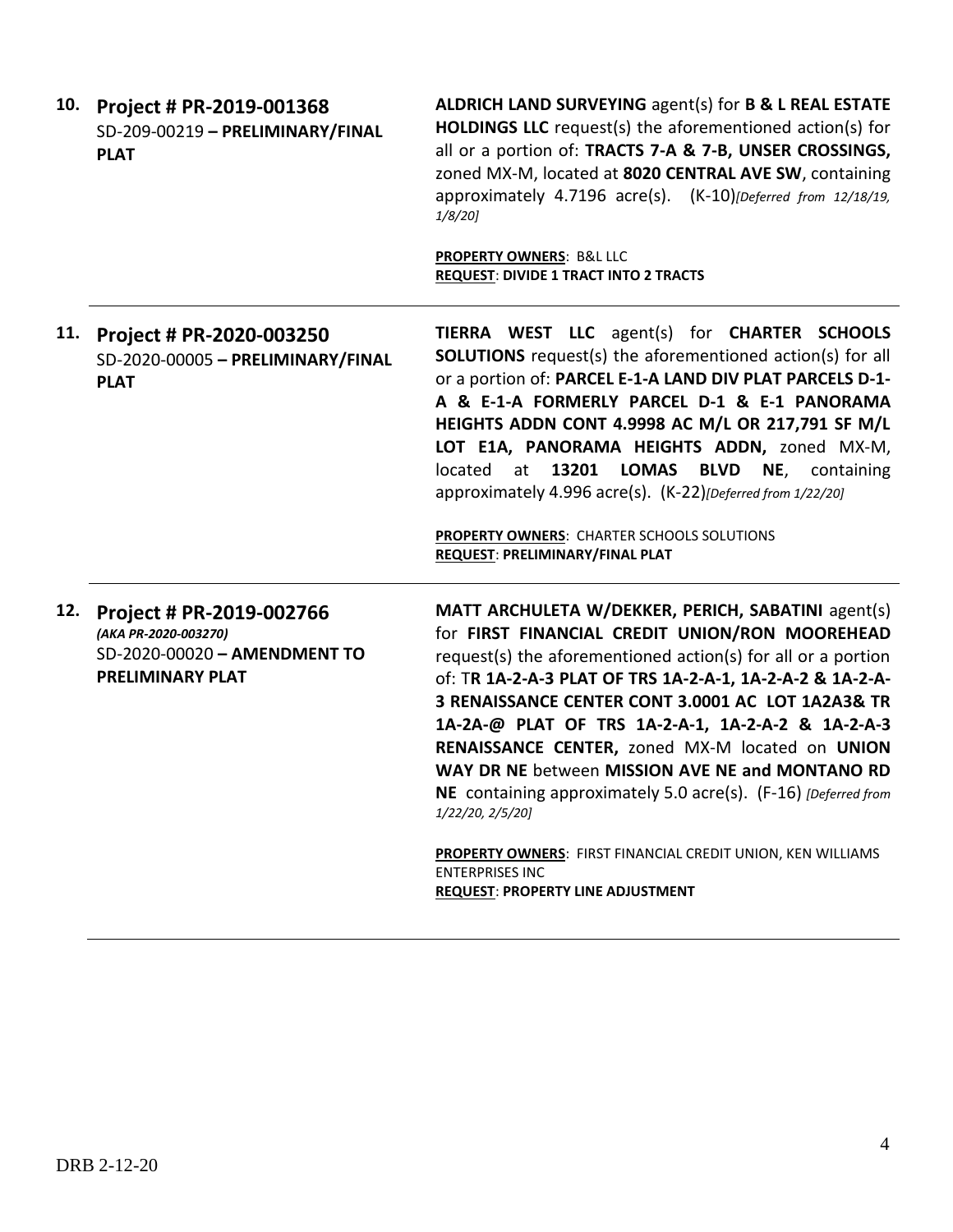**10. Project # PR-2019-001368**
SD-209-00219 **– PRELIMINARY/FINAL PLAT**

**ALDRICH LAND SURVEYING** agent(s) for **B & L REAL ESTATE HOLDINGS LLC** request(s) the aforementioned action(s) for all or a portion of: **TRACTS 7-A & 7-B, UNSER CROSSINGS,** zoned MX-M, located at **8020 CENTRAL AVE SW**, containing approximately 4.7196 acre(s). (K-10)*[Deferred from 12/18/19, 1/8/20]*

**PROPERTY OWNERS**: B&L LLC
**REQUEST**: **DIVIDE 1 TRACT INTO 2 TRACTS**

---

**11. Project # PR-2020-003250**
SD-2020-00005 **– PRELIMINARY/FINAL PLAT**

**TIERRA WEST LLC** agent(s) for **CHARTER SCHOOLS SOLUTIONS** request(s) the aforementioned action(s) for all or a portion of: **PARCEL E-1-A LAND DIV PLAT PARCELS D-1-A & E-1-A FORMERLY PARCEL D-1 & E-1 PANORAMA HEIGHTS ADDN CONT 4.9998 AC M/L OR 217,791 SF M/L LOT E1A, PANORAMA HEIGHTS ADDN,** zoned MX-M, located at **13201 LOMAS BLVD NE**, containing approximately 4.996 acre(s). (K-22)*[Deferred from 1/22/20]*

**PROPERTY OWNERS**: CHARTER SCHOOLS SOLUTIONS
**REQUEST**: **PRELIMINARY/FINAL PLAT**

---

**12. Project # PR-2019-002766**
***(AKA PR-2020-003270)***
SD-2020-00020 **– AMENDMENT TO PRELIMINARY PLAT**

**MATT ARCHULETA W/DEKKER, PERICH, SABATINI** agent(s) for **FIRST FINANCIAL CREDIT UNION/RON MOOREHEAD** request(s) the aforementioned action(s) for all or a portion of: T**R 1A-2-A-3 PLAT OF TRS 1A-2-A-1, 1A-2-A-2 & 1A-2-A-3 RENAISSANCE CENTER CONT 3.0001 AC LOT 1A2A3& TR 1A-2A-@ PLAT OF TRS 1A-2-A-1, 1A-2-A-2 & 1A-2-A-3 RENAISSANCE CENTER,** zoned MX-M located on **UNION WAY DR NE** between **MISSION AVE NE and MONTANO RD NE** containing approximately 5.0 acre(s). (F-16) *[Deferred from 1/22/20, 2/5/20]*

**PROPERTY OWNERS**: FIRST FINANCIAL CREDIT UNION, KEN WILLIAMS ENTERPRISES INC
**REQUEST**: **PROPERTY LINE ADJUSTMENT**

---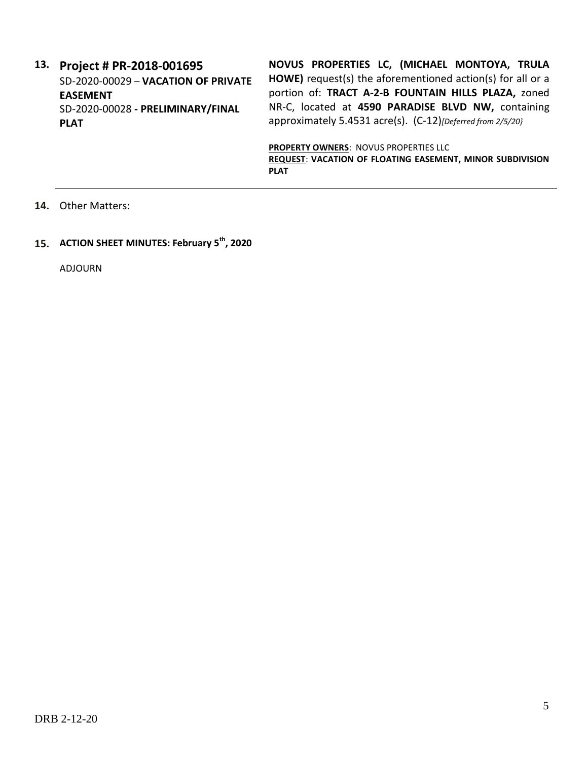13. **Project # PR-2018-001695**
SD-2020-00029 – **VACATION OF PRIVATE EASEMENT**
SD-2020-00028 **- PRELIMINARY/FINAL PLAT**

**NOVUS PROPERTIES LC, (MICHAEL MONTOYA, TRULA HOWE)** request(s) the aforementioned action(s) for all or a portion of: **TRACT A-2-B FOUNTAIN HILLS PLAZA,** zoned NR-C, located at **4590 PARADISE BLVD NW,** containing approximately 5.4531 acre(s). (C-12)*[Deferred from 2/5/20}*

**PROPERTY OWNERS**: NOVUS PROPERTIES LLC
**REQUEST**: **VACATION OF FLOATING EASEMENT, MINOR SUBDIVISION PLAT**

---

14. Other Matters:

15. **ACTION SHEET MINUTES: February 5th, 2020**

ADJOURN

DRB 2-12-20